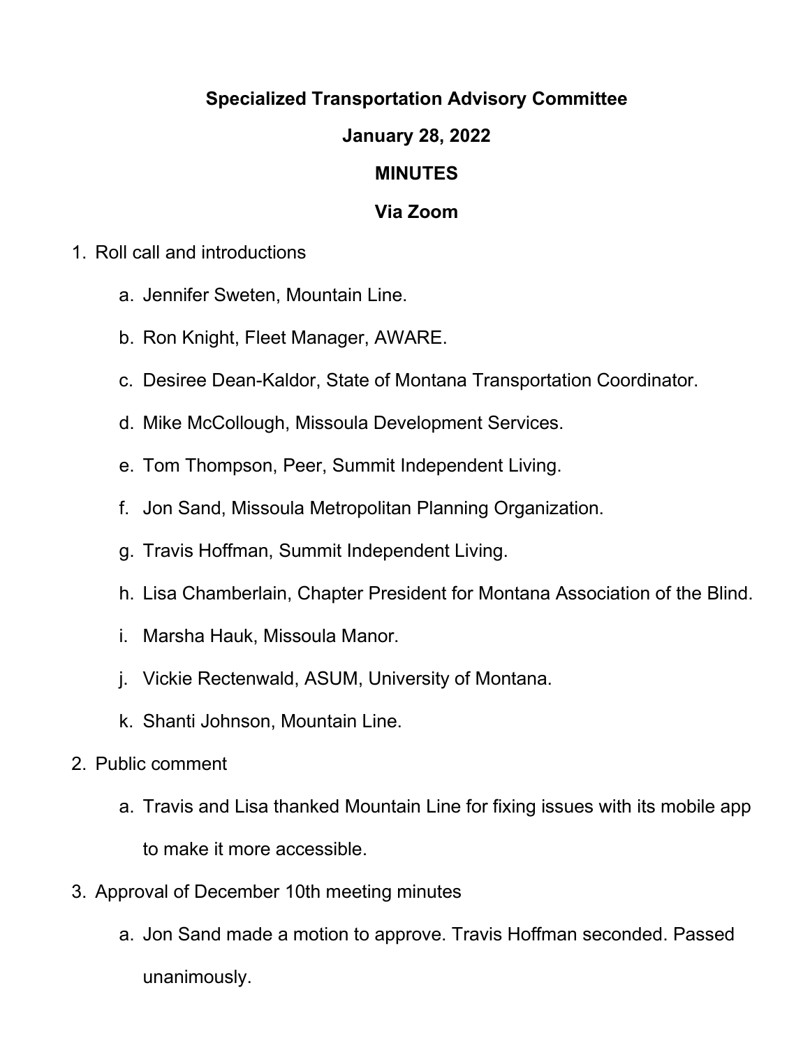**Specialized Transportation Advisory Committee**

**January 28, 2022**

**MINUTES**

**Via Zoom**

1. Roll call and introductions
   a. Jennifer Sweten, Mountain Line.
   b. Ron Knight, Fleet Manager, AWARE.
   c. Desiree Dean-Kaldor, State of Montana Transportation Coordinator.
   d. Mike McCollough, Missoula Development Services.
   e. Tom Thompson, Peer, Summit Independent Living.
   f. Jon Sand, Missoula Metropolitan Planning Organization.
   g. Travis Hoffman, Summit Independent Living.
   h. Lisa Chamberlain, Chapter President for Montana Association of the Blind.
   i. Marsha Hauk, Missoula Manor.
   j. Vickie Rectenwald, ASUM, University of Montana.
   k. Shanti Johnson, Mountain Line.
2. Public comment
   a. Travis and Lisa thanked Mountain Line for fixing issues with its mobile app to make it more accessible.
3. Approval of December 10th meeting minutes
   a. Jon Sand made a motion to approve. Travis Hoffman seconded. Passed unanimously.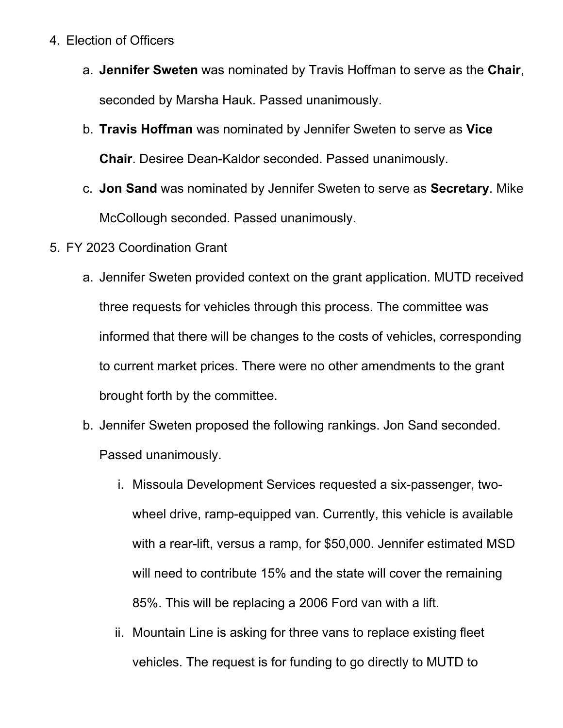4. Election of Officers
    a. **Jennifer Sweten** was nominated by Travis Hoffman to serve as the **Chair**, seconded by Marsha Hauk. Passed unanimously.
    b. **Travis Hoffman** was nominated by Jennifer Sweten to serve as **Vice Chair**. Desiree Dean-Kaldor seconded. Passed unanimously.
    c. **Jon Sand** was nominated by Jennifer Sweten to serve as **Secretary**. Mike McCollough seconded. Passed unanimously.
5. FY 2023 Coordination Grant
    a. Jennifer Sweten provided context on the grant application. MUTD received three requests for vehicles through this process. The committee was informed that there will be changes to the costs of vehicles, corresponding to current market prices. There were no other amendments to the grant brought forth by the committee.
    b. Jennifer Sweten proposed the following rankings. Jon Sand seconded. Passed unanimously.
        i. Missoula Development Services requested a six-passenger, two-wheel drive, ramp-equipped van. Currently, this vehicle is available with a rear-lift, versus a ramp, for $50,000. Jennifer estimated MSD will need to contribute 15% and the state will cover the remaining 85%. This will be replacing a 2006 Ford van with a lift.
        ii. Mountain Line is asking for three vans to replace existing fleet vehicles. The request is for funding to go directly to MUTD to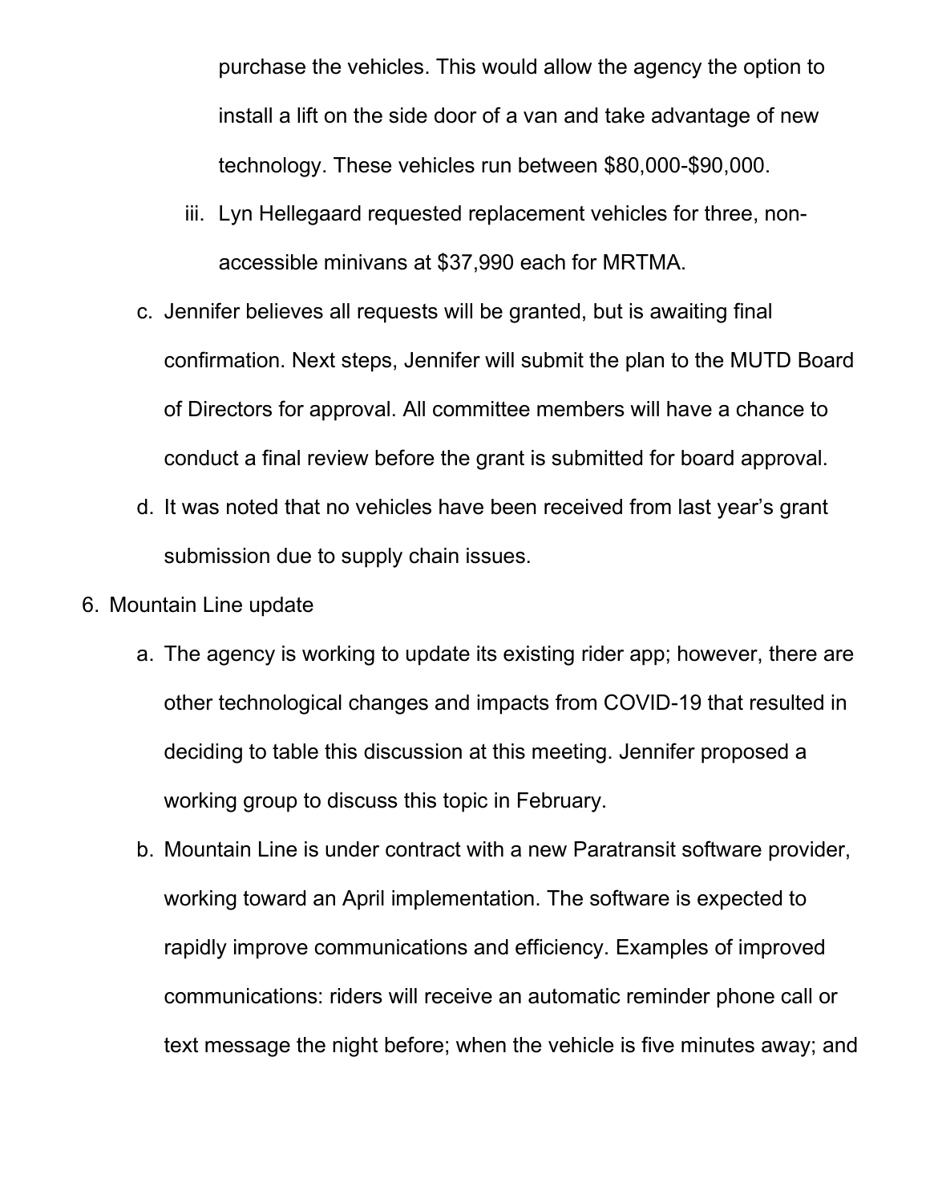purchase the vehicles. This would allow the agency the option to install a lift on the side door of a van and take advantage of new technology. These vehicles run between $80,000-$90,000.

iii. Lyn Hellegaard requested replacement vehicles for three, non-accessible minivans at $37,990 each for MRTMA.

c. Jennifer believes all requests will be granted, but is awaiting final confirmation. Next steps, Jennifer will submit the plan to the MUTD Board of Directors for approval. All committee members will have a chance to conduct a final review before the grant is submitted for board approval.

d. It was noted that no vehicles have been received from last year's grant submission due to supply chain issues.

6. Mountain Line update

   a. The agency is working to update its existing rider app; however, there are other technological changes and impacts from COVID-19 that resulted in deciding to table this discussion at this meeting. Jennifer proposed a working group to discuss this topic in February.

   b. Mountain Line is under contract with a new Paratransit software provider, working toward an April implementation. The software is expected to rapidly improve communications and efficiency. Examples of improved communications: riders will receive an automatic reminder phone call or text message the night before; when the vehicle is five minutes away; and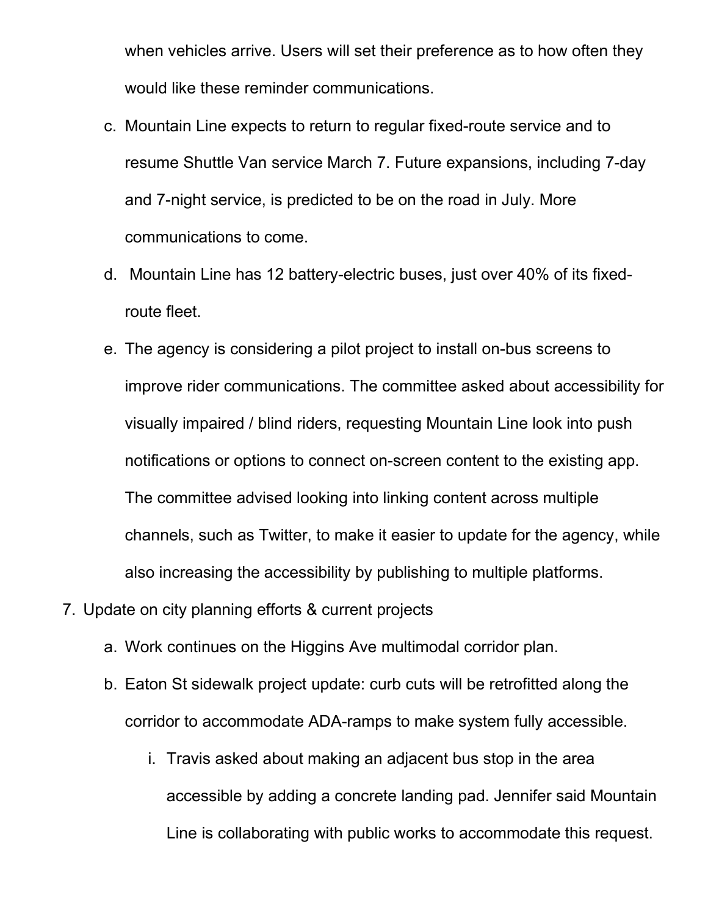when vehicles arrive. Users will set their preference as to how often they would like these reminder communications.

   c. Mountain Line expects to return to regular fixed-route service and to resume Shuttle Van service March 7. Future expansions, including 7-day and 7-night service, is predicted to be on the road in July. More communications to come.

   d. Mountain Line has 12 battery-electric buses, just over 40% of its fixed-route fleet.

   e. The agency is considering a pilot project to install on-bus screens to improve rider communications. The committee asked about accessibility for visually impaired / blind riders, requesting Mountain Line look into push notifications or options to connect on-screen content to the existing app. The committee advised looking into linking content across multiple channels, such as Twitter, to make it easier to update for the agency, while also increasing the accessibility by publishing to multiple platforms.

7. Update on city planning efforts & current projects

   a. Work continues on the Higgins Ave multimodal corridor plan.

   b. Eaton St sidewalk project update: curb cuts will be retrofitted along the corridor to accommodate ADA-ramps to make system fully accessible.

      i. Travis asked about making an adjacent bus stop in the area accessible by adding a concrete landing pad. Jennifer said Mountain Line is collaborating with public works to accommodate this request.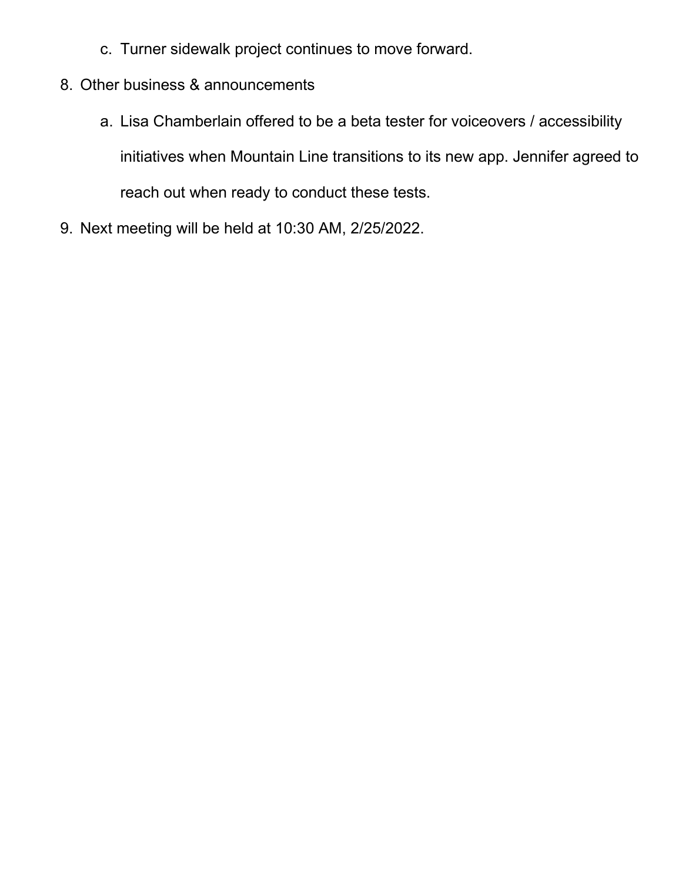c. Turner sidewalk project continues to move forward.

8. Other business & announcements

    a. Lisa Chamberlain offered to be a beta tester for voiceovers / accessibility initiatives when Mountain Line transitions to its new app. Jennifer agreed to reach out when ready to conduct these tests.

9. Next meeting will be held at 10:30 AM, 2/25/2022.